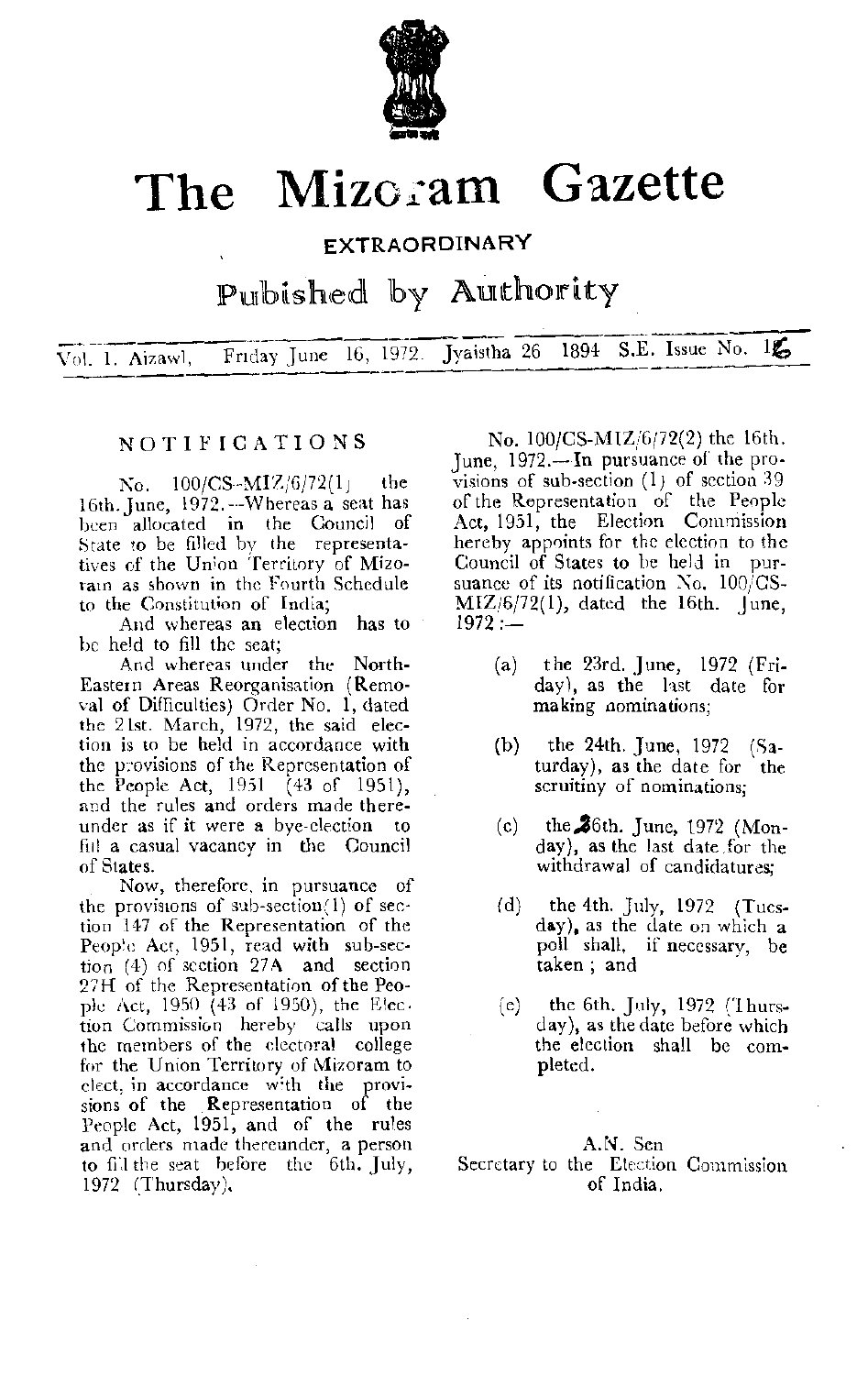# The Mizoram Gazette

**EXTRAORDINARY**

## Pubished by Authority

Vol. 1. Aizawl, Friday June 16, 1972. Jyaistha 26 1894 S.E. Issue No. 16

### NOTIFICATIONS

No. 100/CS-MIZ/6/72(1) the 16th. June, 1972.—Whereas a seat has been allocated in the Council of State to be filled by the representatives of the Union Territory of Mizoram as shown in the Fourth Schedule to the Constitution of India;

And whereas an election has to be held to fill the seat;

And whereas under the North-Eastern Areas Reorganisation (Removal of Difficulties) Order No. 1, dated the 21st. March, 1972, the said election is to be held in accordance with the provisions of the Representation of the People Act, 1951 (43 of 1951), and the rules and orders made thereunder as if it were a bye-election to fill a casual vacancy in the Council of States.

Now, therefore, in pursuance of the provisions of sub-section(1) of section 147 of the Representation of the People Act, 1951, read with sub-section (4) of section 27A and section 27H of the Representation of the People Act, 1950 (43 of 1950), the Election Commission hereby calls upon the members of the electoral college for the Union Territory of Mizoram to elect, in accordance with the provisions of the Representation of the People Act, 1951, and of the rules and orders made thereunder, a person to fill the seat before the 6th. July, 1972 (Thursday).

No. 100/CS-MIZ/6/72(2) the 16th. June, 1972.—In pursuance of the provisions of sub-section (1) of section 39 of the Representation of the People Act, 1951, the Election Commission hereby appoints for the election to the Council of States to be held in pursuance of its notification No. 100/CS-MIZ/6/72(1), dated the 16th. June, 1972:—

(a) the 23rd. June, 1972 (Friday), as the last date for making nominations;

(b) the 24th. June, 1972 (Saturday), as the date for the scrutiny of nominations;

(c) the 26th. June, 1972 (Monday), as the last date for the withdrawal of candidatures;

(d) the 4th. July, 1972 (Tuesday), as the date on which a poll shall, if necessary, be taken; and

(e) the 6th. July, 1972 (Thursday), as the date before which the election shall be completed.

A.N. Sen
Secretary to the Election Commission of India.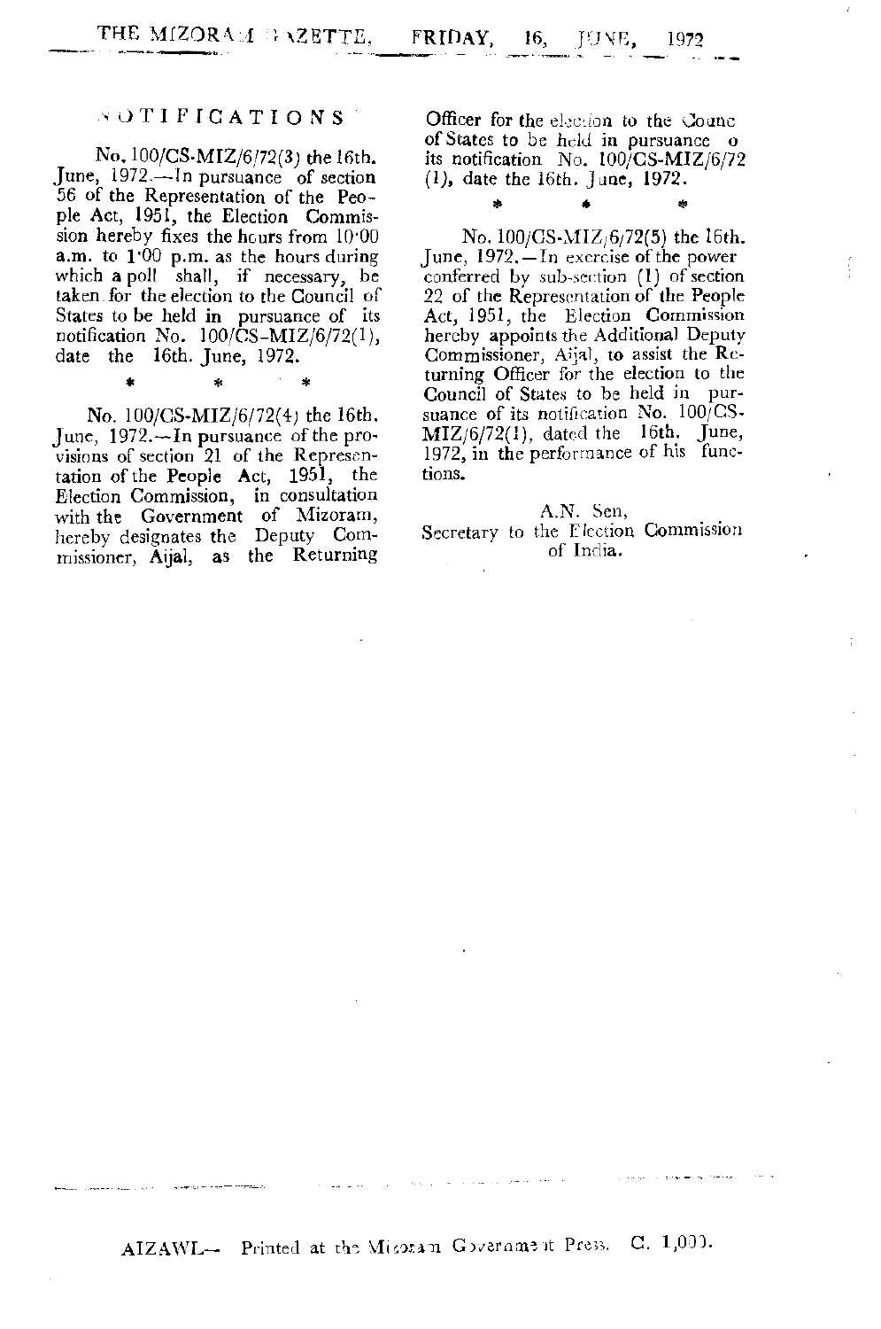## NOTIFICATIONS

No. 100/CS-MIZ/6/72(3) the 16th. June, 1972.—In pursuance of section 56 of the Representation of the People Act, 1951, the Election Commission hereby fixes the hours from 10·00 a.m. to 1·00 p.m. as the hours during which a poll shall, if necessary, be taken for the election to the Council of States to be held in pursuance of its notification No. 100/CS-MIZ/6/72(1), date the 16th. June, 1972.

\* \* \*

No. 100/CS-MIZ/6/72(4) the 16th. June, 1972.—In pursuance of the provisions of section 21 of the Representation of the People Act, 1951, the Election Commission, in consultation with the Government of Mizoram, hereby designates the Deputy Commissioner, Aijal, as the Returning Officer for the election to the Counc of States to be held in pursuance o its notification No. 100/CS-MIZ/6/72 (1), date the 16th. June, 1972.

\* \* \*

No. 100/CS-MIZ/6/72(5) the 16th. June, 1972.—In exercise of the power conferred by sub-section (1) of section 22 of the Representation of the People Act, 1951, the Election Commission hereby appoints the Additional Deputy Commissioner, Aijal, to assist the Returning Officer for the election to the Council of States to be held in pursuance of its notification No. 100/CS-MIZ/6/72(1), dated the 16th. June, 1972, in the performance of his functions.

A.N. Sen,
Secretary to the Election Commission of India.

AIZAWL— Printed at the Mizoram Government Press. C. 1,000.